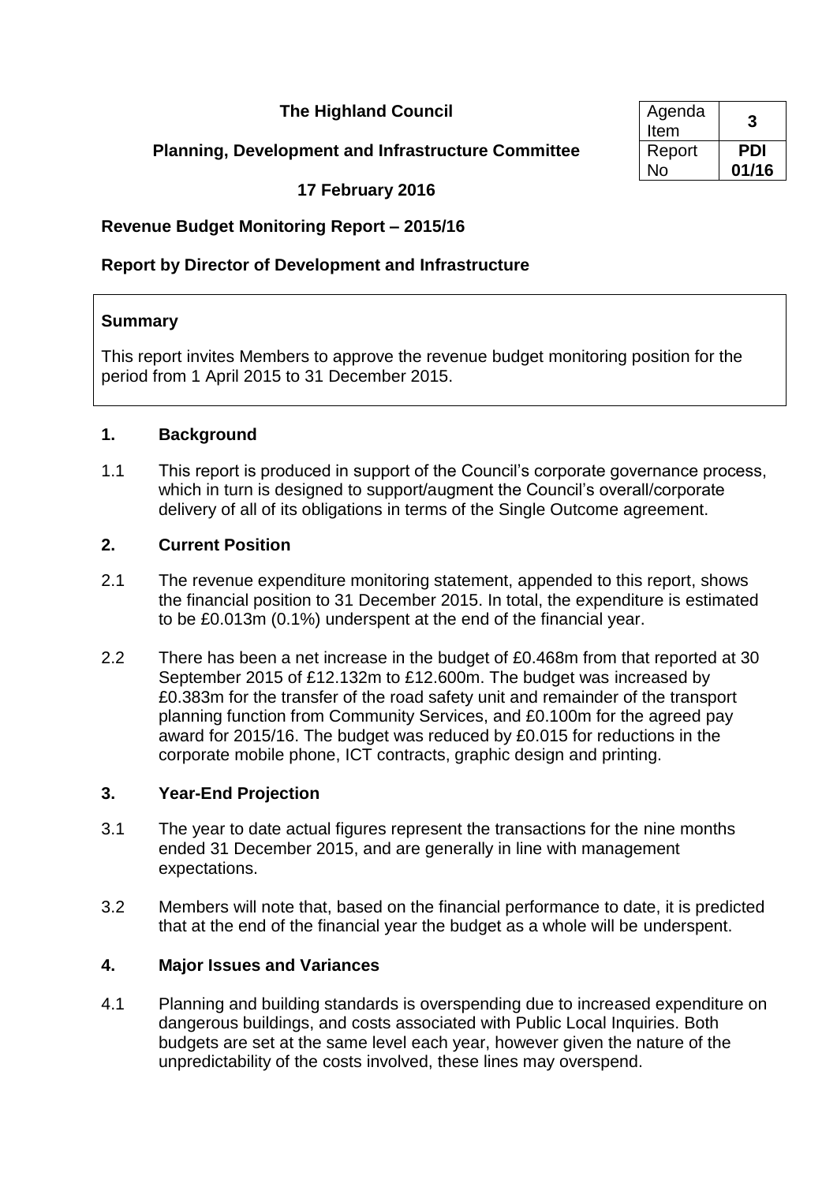**The Highland Council**

**Planning, Development and Infrastructure Committee**

**17 February 2016**

| Agenda Item | **3** |
|---|---|
| Report No | **PDI 01/16** |

**Revenue Budget Monitoring Report – 2015/16**

**Report by Director of Development and Infrastructure**

**Summary**

This report invites Members to approve the revenue budget monitoring position for the period from 1 April 2015 to 31 December 2015.

## 1. Background

1.1 This report is produced in support of the Council's corporate governance process, which in turn is designed to support/augment the Council's overall/corporate delivery of all of its obligations in terms of the Single Outcome agreement.

## 2. Current Position

2.1 The revenue expenditure monitoring statement, appended to this report, shows the financial position to 31 December 2015. In total, the expenditure is estimated to be £0.013m (0.1%) underspent at the end of the financial year.

2.2 There has been a net increase in the budget of £0.468m from that reported at 30 September 2015 of £12.132m to £12.600m. The budget was increased by £0.383m for the transfer of the road safety unit and remainder of the transport planning function from Community Services, and £0.100m for the agreed pay award for 2015/16. The budget was reduced by £0.015 for reductions in the corporate mobile phone, ICT contracts, graphic design and printing.

## 3. Year-End Projection

3.1 The year to date actual figures represent the transactions for the nine months ended 31 December 2015, and are generally in line with management expectations.

3.2 Members will note that, based on the financial performance to date, it is predicted that at the end of the financial year the budget as a whole will be underspent.

## 4. Major Issues and Variances

4.1 Planning and building standards is overspending due to increased expenditure on dangerous buildings, and costs associated with Public Local Inquiries. Both budgets are set at the same level each year, however given the nature of the unpredictability of the costs involved, these lines may overspend.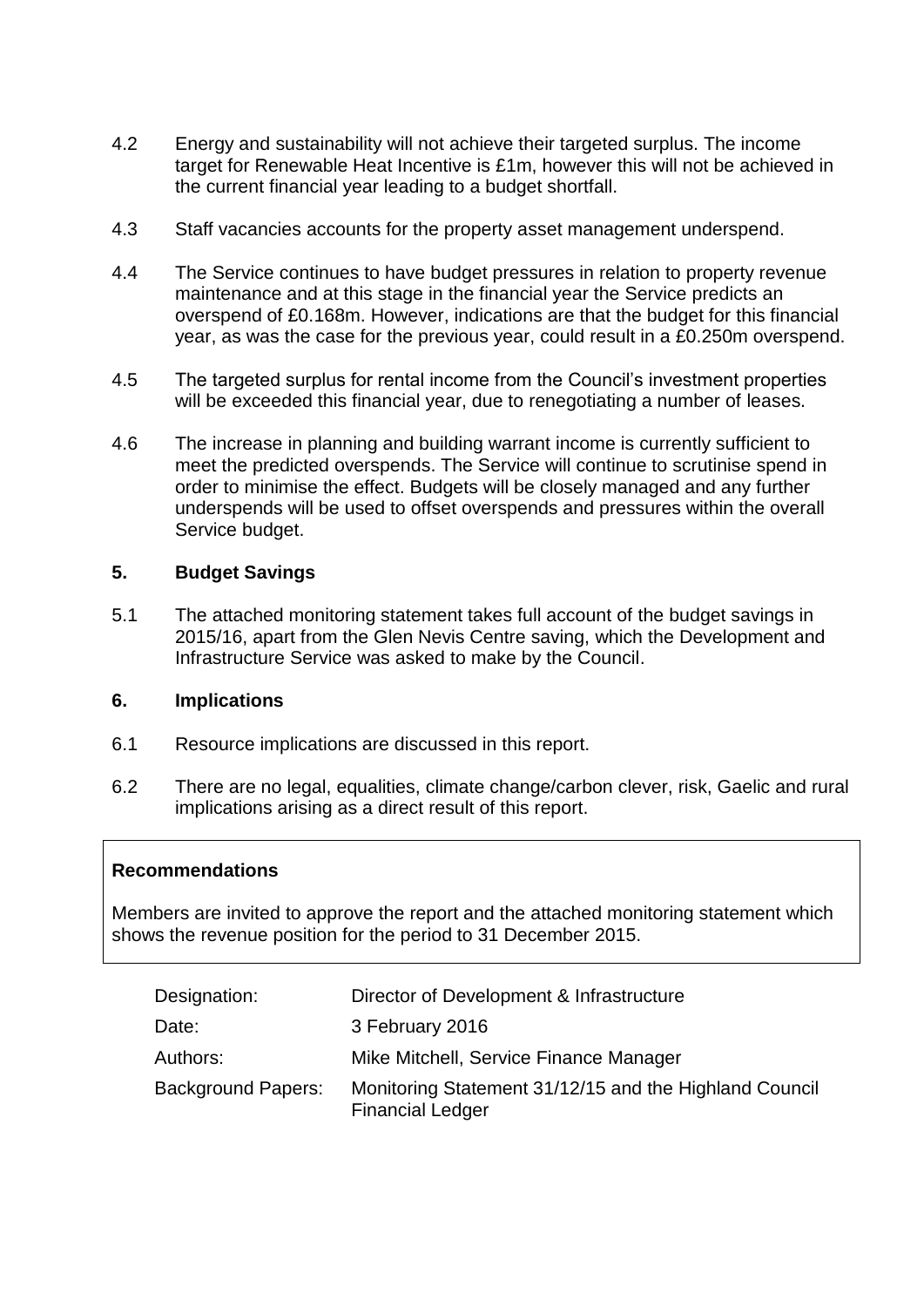4.2 Energy and sustainability will not achieve their targeted surplus. The income target for Renewable Heat Incentive is £1m, however this will not be achieved in the current financial year leading to a budget shortfall.

4.3 Staff vacancies accounts for the property asset management underspend.

4.4 The Service continues to have budget pressures in relation to property revenue maintenance and at this stage in the financial year the Service predicts an overspend of £0.168m. However, indications are that the budget for this financial year, as was the case for the previous year, could result in a £0.250m overspend.

4.5 The targeted surplus for rental income from the Council's investment properties will be exceeded this financial year, due to renegotiating a number of leases.

4.6 The increase in planning and building warrant income is currently sufficient to meet the predicted overspends. The Service will continue to scrutinise spend in order to minimise the effect. Budgets will be closely managed and any further underspends will be used to offset overspends and pressures within the overall Service budget.

## 5. Budget Savings

5.1 The attached monitoring statement takes full account of the budget savings in 2015/16, apart from the Glen Nevis Centre saving, which the Development and Infrastructure Service was asked to make by the Council.

## 6. Implications

6.1 Resource implications are discussed in this report.

6.2 There are no legal, equalities, climate change/carbon clever, risk, Gaelic and rural implications arising as a direct result of this report.

**Recommendations**

Members are invited to approve the report and the attached monitoring statement which shows the revenue position for the period to 31 December 2015.

| | |
|---|---|
| Designation: | Director of Development & Infrastructure |
| Date: | 3 February 2016 |
| Authors: | Mike Mitchell, Service Finance Manager |
| Background Papers: | Monitoring Statement 31/12/15 and the Highland Council Financial Ledger |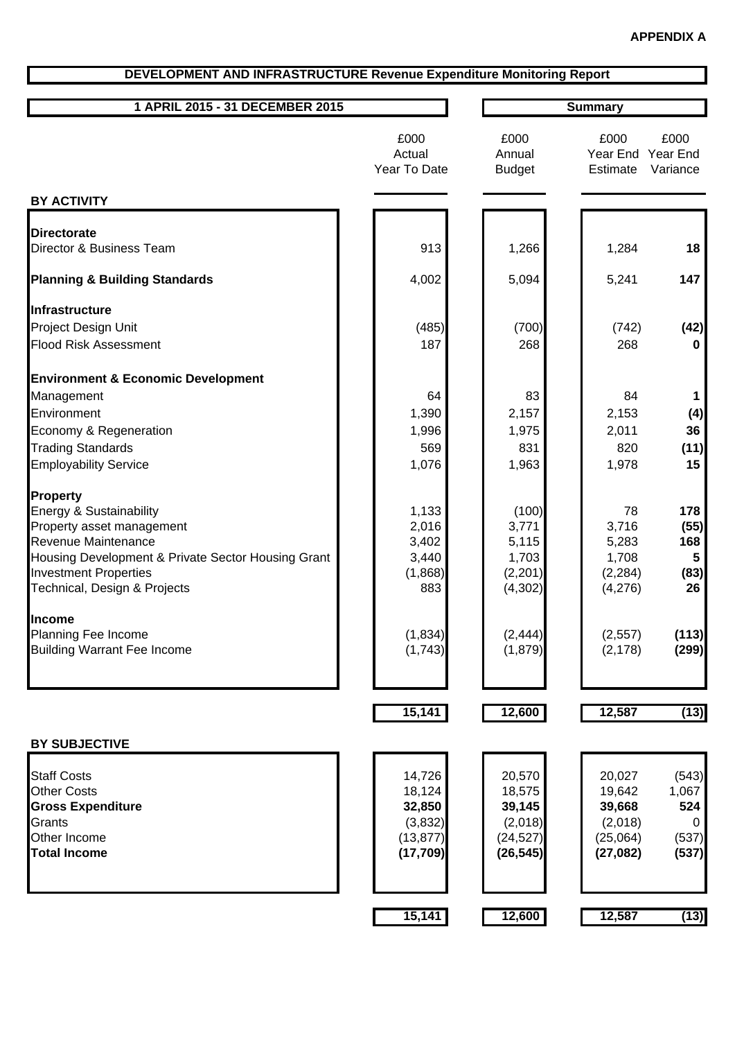**APPENDIX A**

## DEVELOPMENT AND INFRASTRUCTURE Revenue Expenditure Monitoring Report

| 1 APRIL 2015 - 31 DECEMBER 2015 | £000 Actual Year To Date | £000 Annual Budget | £000 Year End Estimate (Summary) | £000 Year End Variance (Summary) |
|---|---|---|---|---|
| **BY ACTIVITY** | | | | |
| **Directorate** | | | | |
| Director & Business Team | 913 | 1,266 | 1,284 | **18** |
| **Planning & Building Standards** | 4,002 | 5,094 | 5,241 | **147** |
| **Infrastructure** | | | | |
| Project Design Unit | (485) | (700) | (742) | **(42)** |
| Flood Risk Assessment | 187 | 268 | 268 | **0** |
| **Environment & Economic Development** | | | | |
| Management | 64 | 83 | 84 | **1** |
| Environment | 1,390 | 2,157 | 2,153 | **(4)** |
| Economy & Regeneration | 1,996 | 1,975 | 2,011 | **36** |
| Trading Standards | 569 | 831 | 820 | **(11)** |
| Employability Service | 1,076 | 1,963 | 1,978 | **15** |
| **Property** | | | | |
| Energy & Sustainability | 1,133 | (100) | 78 | **178** |
| Property asset management | 2,016 | 3,771 | 3,716 | **(55)** |
| Revenue Maintenance | 3,402 | 5,115 | 5,283 | **168** |
| Housing Development & Private Sector Housing Grant | 3,440 | 1,703 | 1,708 | **5** |
| Investment Properties | (1,868) | (2,201) | (2,284) | **(83)** |
| Technical, Design & Projects | 883 | (4,302) | (4,276) | **26** |
| **Income** | | | | |
| Planning Fee Income | (1,834) | (2,444) | (2,557) | **(113)** |
| Building Warrant Fee Income | (1,743) | (1,879) | (2,178) | **(299)** |
| | **15,141** | **12,600** | **12,587** | **(13)** |
| **BY SUBJECTIVE** | | | | |
| Staff Costs | 14,726 | 20,570 | 20,027 | (543) |
| Other Costs | 18,124 | 18,575 | 19,642 | 1,067 |
| **Gross Expenditure** | **32,850** | **39,145** | **39,668** | **524** |
| Grants | (3,832) | (2,018) | (2,018) | 0 |
| Other Income | (13,877) | (24,527) | (25,064) | (537) |
| **Total Income** | **(17,709)** | **(26,545)** | **(27,082)** | **(537)** |
| | **15,141** | **12,600** | **12,587** | **(13)** |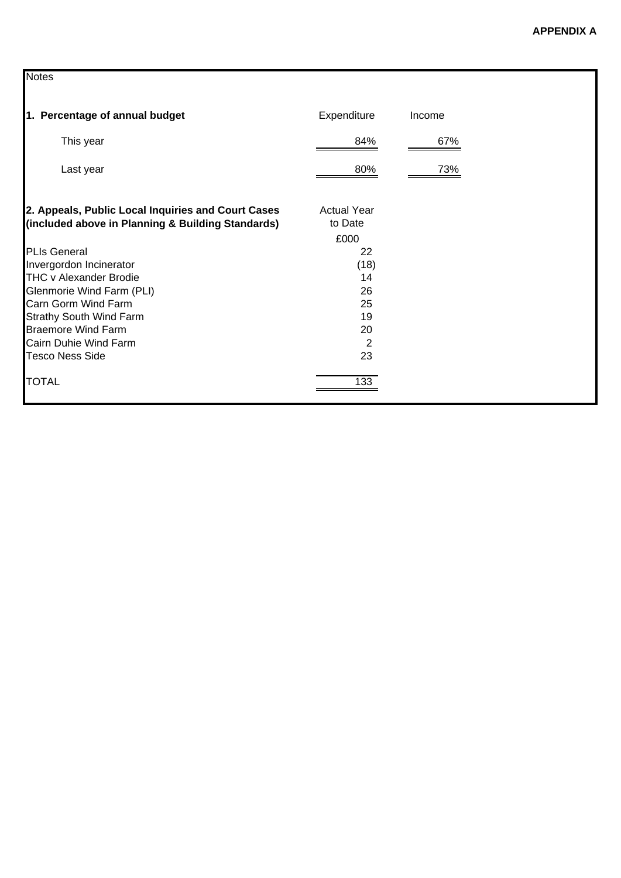**APPENDIX A**

Notes

**1. Percentage of annual budget**

| | Expenditure | Income |
|---|---|---|
| This year | 84% | 67% |
| Last year | 80% | 73% |

**2. Appeals, Public Local Inquiries and Court Cases (included above in Planning & Building Standards)**

| | Actual Year to Date £000 |
|---|---|
| PLIs General | 22 |
| Invergordon Incinerator | (18) |
| THC v Alexander Brodie | 14 |
| Glenmorie Wind Farm (PLI) | 26 |
| Carn Gorm Wind Farm | 25 |
| Strathy South Wind Farm | 19 |
| Braemore Wind Farm | 20 |
| Cairn Duhie Wind Farm | 2 |
| Tesco Ness Side | 23 |
| TOTAL | 133 |